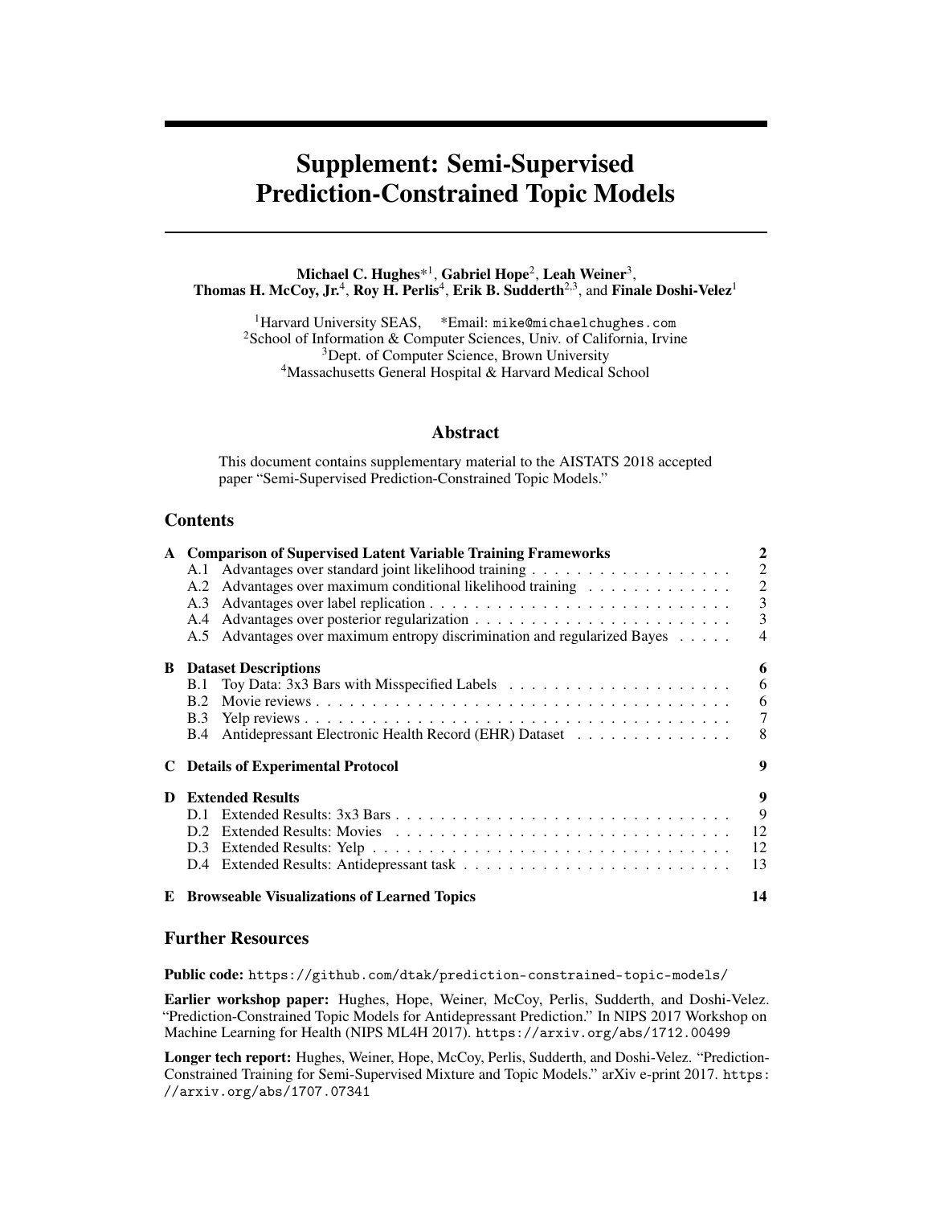# Supplement: Semi-Supervised Prediction-Constrained Topic Models

**Michael C. Hughes***[1], **Gabriel Hope**[2], **Leah Weiner**[3], **Thomas H. McCoy, Jr.**[4], **Roy H. Perlis**[4], **Erik B. Sudderth**[2,3], and **Finale Doshi-Velez**[1]

[1]Harvard University SEAS, *Email: `mike@michaelchughes.com`
[2]School of Information & Computer Sciences, Univ. of California, Irvine
[3]Dept. of Computer Science, Brown University
[4]Massachusetts General Hospital & Harvard Medical School

## Abstract

This document contains supplementary material to the AISTATS 2018 accepted paper "Semi-Supervised Prediction-Constrained Topic Models."

## Contents

**A Comparison of Supervised Latent Variable Training Frameworks** — **2**
- A.1 Advantages over standard joint likelihood training — 2
- A.2 Advantages over maximum conditional likelihood training — 2
- A.3 Advantages over label replication — 3
- A.4 Advantages over posterior regularization — 3
- A.5 Advantages over maximum entropy discrimination and regularized Bayes — 4

**B Dataset Descriptions** — **6**
- B.1 Toy Data: 3x3 Bars with Misspecified Labels — 6
- B.2 Movie reviews — 6
- B.3 Yelp reviews — 7
- B.4 Antidepressant Electronic Health Record (EHR) Dataset — 8

**C Details of Experimental Protocol** — **9**

**D Extended Results** — **9**
- D.1 Extended Results: 3x3 Bars — 9
- D.2 Extended Results: Movies — 12
- D.3 Extended Results: Yelp — 12
- D.4 Extended Results: Antidepressant task — 13

**E Browseable Visualizations of Learned Topics** — **14**

## Further Resources

**Public code:** `https://github.com/dtak/prediction-constrained-topic-models/`

**Earlier workshop paper:** Hughes, Hope, Weiner, McCoy, Perlis, Sudderth, and Doshi-Velez. "Prediction-Constrained Topic Models for Antidepressant Prediction." In NIPS 2017 Workshop on Machine Learning for Health (NIPS ML4H 2017). `https://arxiv.org/abs/1712.00499`

**Longer tech report:** Hughes, Weiner, Hope, McCoy, Perlis, Sudderth, and Doshi-Velez. "Prediction-Constrained Training for Semi-Supervised Mixture and Topic Models." arXiv e-print 2017. `https://arxiv.org/abs/1707.07341`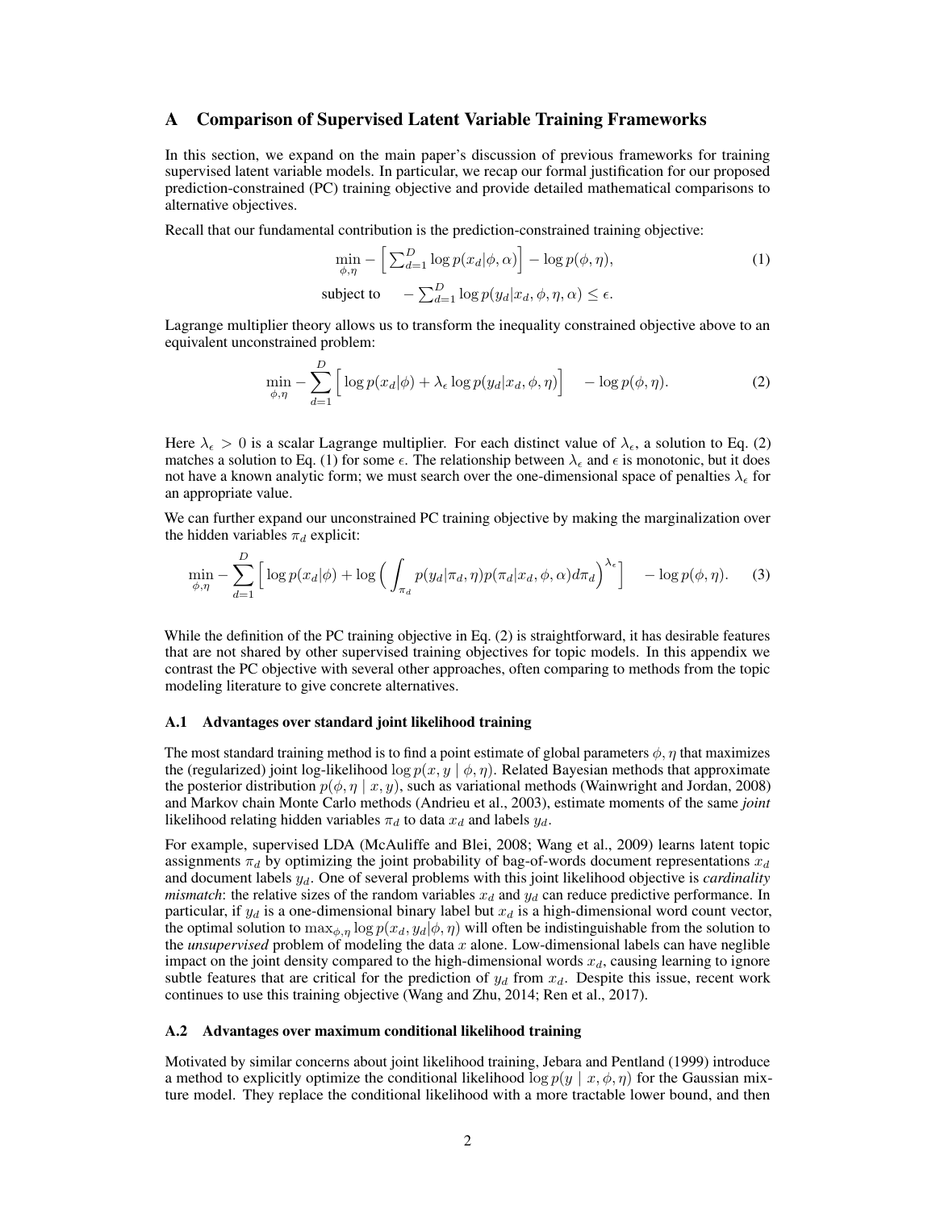## A Comparison of Supervised Latent Variable Training Frameworks

In this section, we expand on the main paper's discussion of previous frameworks for training supervised latent variable models. In particular, we recap our formal justification for our proposed prediction-constrained (PC) training objective and provide detailed mathematical comparisons to alternative objectives.

Recall that our fundamental contribution is the prediction-constrained training objective:

$$\begin{aligned}\min_{\phi,\eta} & -\Big[\textstyle\sum_{d=1}^{D}\log p(x_d|\phi,\alpha)\Big] - \log p(\phi,\eta), \\ \text{subject to} & \quad -\textstyle\sum_{d=1}^{D}\log p(y_d|x_d,\phi,\eta,\alpha) \leq \epsilon.\end{aligned} \tag{1}$$

Lagrange multiplier theory allows us to transform the inequality constrained objective above to an equivalent unconstrained problem:

$$\min_{\phi,\eta} -\sum_{d=1}^{D}\Big[\log p(x_d|\phi) + \lambda_\epsilon \log p(y_d|x_d,\phi,\eta)\Big] \quad - \log p(\phi,\eta). \tag{2}$$

Here $\lambda_\epsilon > 0$ is a scalar Lagrange multiplier. For each distinct value of $\lambda_\epsilon$, a solution to Eq. (2) matches a solution to Eq. (1) for some $\epsilon$. The relationship between $\lambda_\epsilon$ and $\epsilon$ is monotonic, but it does not have a known analytic form; we must search over the one-dimensional space of penalties $\lambda_\epsilon$ for an appropriate value.

We can further expand our unconstrained PC training objective by making the marginalization over the hidden variables $\pi_d$ explicit:

$$\min_{\phi,\eta} -\sum_{d=1}^{D}\Big[\log p(x_d|\phi) + \log\Big(\int_{\pi_d} p(y_d|\pi_d,\eta)p(\pi_d|x_d,\phi,\alpha)d\pi_d\Big)^{\lambda_\epsilon}\Big] \quad - \log p(\phi,\eta). \tag{3}$$

While the definition of the PC training objective in Eq. (2) is straightforward, it has desirable features that are not shared by other supervised training objectives for topic models. In this appendix we contrast the PC objective with several other approaches, often comparing to methods from the topic modeling literature to give concrete alternatives.

### A.1 Advantages over standard joint likelihood training

The most standard training method is to find a point estimate of global parameters $\phi, \eta$ that maximizes the (regularized) joint log-likelihood $\log p(x, y \mid \phi, \eta)$. Related Bayesian methods that approximate the posterior distribution $p(\phi, \eta \mid x, y)$, such as variational methods (Wainwright and Jordan, 2008) and Markov chain Monte Carlo methods (Andrieu et al., 2003), estimate moments of the same *joint* likelihood relating hidden variables $\pi_d$ to data $x_d$ and labels $y_d$.

For example, supervised LDA (McAuliffe and Blei, 2008; Wang et al., 2009) learns latent topic assignments $\pi_d$ by optimizing the joint probability of bag-of-words document representations $x_d$ and document labels $y_d$. One of several problems with this joint likelihood objective is *cardinality mismatch*: the relative sizes of the random variables $x_d$ and $y_d$ can reduce predictive performance. In particular, if $y_d$ is a one-dimensional binary label but $x_d$ is a high-dimensional word count vector, the optimal solution to $\max_{\phi,\eta} \log p(x_d, y_d|\phi, \eta)$ will often be indistinguishable from the solution to the *unsupervised* problem of modeling the data $x$ alone. Low-dimensional labels can have neglible impact on the joint density compared to the high-dimensional words $x_d$, causing learning to ignore subtle features that are critical for the prediction of $y_d$ from $x_d$. Despite this issue, recent work continues to use this training objective (Wang and Zhu, 2014; Ren et al., 2017).

### A.2 Advantages over maximum conditional likelihood training

Motivated by similar concerns about joint likelihood training, Jebara and Pentland (1999) introduce a method to explicitly optimize the conditional likelihood $\log p(y \mid x, \phi, \eta)$ for the Gaussian mixture model. They replace the conditional likelihood with a more tractable lower bound, and then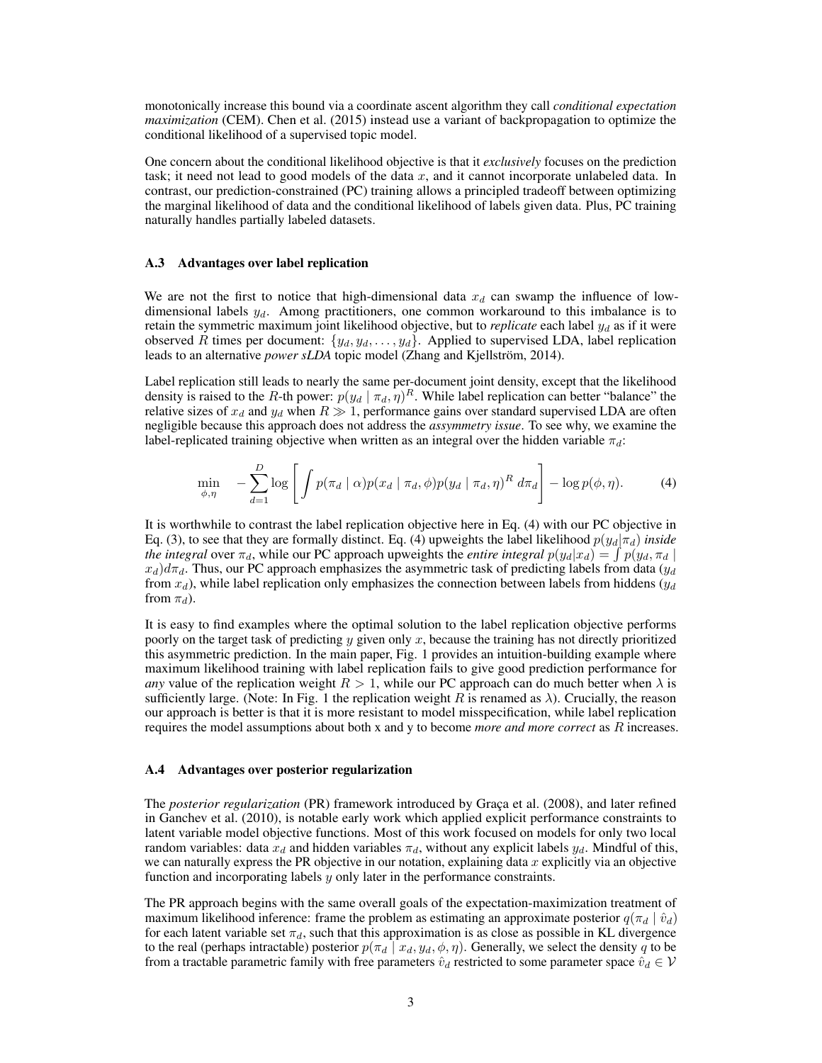monotonically increase this bound via a coordinate ascent algorithm they call *conditional expectation maximization* (CEM). Chen et al. (2015) instead use a variant of backpropagation to optimize the conditional likelihood of a supervised topic model.

One concern about the conditional likelihood objective is that it *exclusively* focuses on the prediction task; it need not lead to good models of the data $x$, and it cannot incorporate unlabeled data. In contrast, our prediction-constrained (PC) training allows a principled tradeoff between optimizing the marginal likelihood of data and the conditional likelihood of labels given data. Plus, PC training naturally handles partially labeled datasets.

### A.3 Advantages over label replication

We are not the first to notice that high-dimensional data $x_d$ can swamp the influence of low-dimensional labels $y_d$. Among practitioners, one common workaround to this imbalance is to retain the symmetric maximum joint likelihood objective, but to *replicate* each label $y_d$ as if it were observed $R$ times per document: $\{y_d, y_d, \ldots, y_d\}$. Applied to supervised LDA, label replication leads to an alternative *power sLDA* topic model (Zhang and Kjellström, 2014).

Label replication still leads to nearly the same per-document joint density, except that the likelihood density is raised to the $R$-th power: $p(y_d \mid \pi_d, \eta)^R$. While label replication can better "balance" the relative sizes of $x_d$ and $y_d$ when $R \gg 1$, performance gains over standard supervised LDA are often negligible because this approach does not address the *assymmetry issue*. To see why, we examine the label-replicated training objective when written as an integral over the hidden variable $\pi_d$:

$$\min_{\phi,\eta} \quad -\sum_{d=1}^{D} \log \left[ \int p(\pi_d \mid \alpha) p(x_d \mid \pi_d, \phi) p(y_d \mid \pi_d, \eta)^R \, d\pi_d \right] - \log p(\phi, \eta). \tag{4}$$

It is worthwhile to contrast the label replication objective here in Eq. (4) with our PC objective in Eq. (3), to see that they are formally distinct. Eq. (4) upweights the label likelihood $p(y_d|\pi_d)$ *inside the integral* over $\pi_d$, while our PC approach upweights the *entire integral* $p(y_d|x_d) = \int p(y_d, \pi_d \mid x_d) d\pi_d$. Thus, our PC approach emphasizes the asymmetric task of predicting labels from data ($y_d$ from $x_d$), while label replication only emphasizes the connection between labels from hiddens ($y_d$ from $\pi_d$).

It is easy to find examples where the optimal solution to the label replication objective performs poorly on the target task of predicting $y$ given only $x$, because the training has not directly prioritized this asymmetric prediction. In the main paper, Fig. 1 provides an intuition-building example where maximum likelihood training with label replication fails to give good prediction performance for *any* value of the replication weight $R > 1$, while our PC approach can do much better when $\lambda$ is sufficiently large. (Note: In Fig. 1 the replication weight $R$ is renamed as $\lambda$). Crucially, the reason our approach is better is that it is more resistant to model misspecification, while label replication requires the model assumptions about both x and y to become *more and more correct* as $R$ increases.

### A.4 Advantages over posterior regularization

The *posterior regularization* (PR) framework introduced by Graça et al. (2008), and later refined in Ganchev et al. (2010), is notable early work which applied explicit performance constraints to latent variable model objective functions. Most of this work focused on models for only two local random variables: data $x_d$ and hidden variables $\pi_d$, without any explicit labels $y_d$. Mindful of this, we can naturally express the PR objective in our notation, explaining data $x$ explicitly via an objective function and incorporating labels $y$ only later in the performance constraints.

The PR approach begins with the same overall goals of the expectation-maximization treatment of maximum likelihood inference: frame the problem as estimating an approximate posterior $q(\pi_d \mid \hat{v}_d)$ for each latent variable set $\pi_d$, such that this approximation is as close as possible in KL divergence to the real (perhaps intractable) posterior $p(\pi_d \mid x_d, y_d, \phi, \eta)$. Generally, we select the density $q$ to be from a tractable parametric family with free parameters $\hat{v}_d$ restricted to some parameter space $\hat{v}_d \in \mathcal{V}$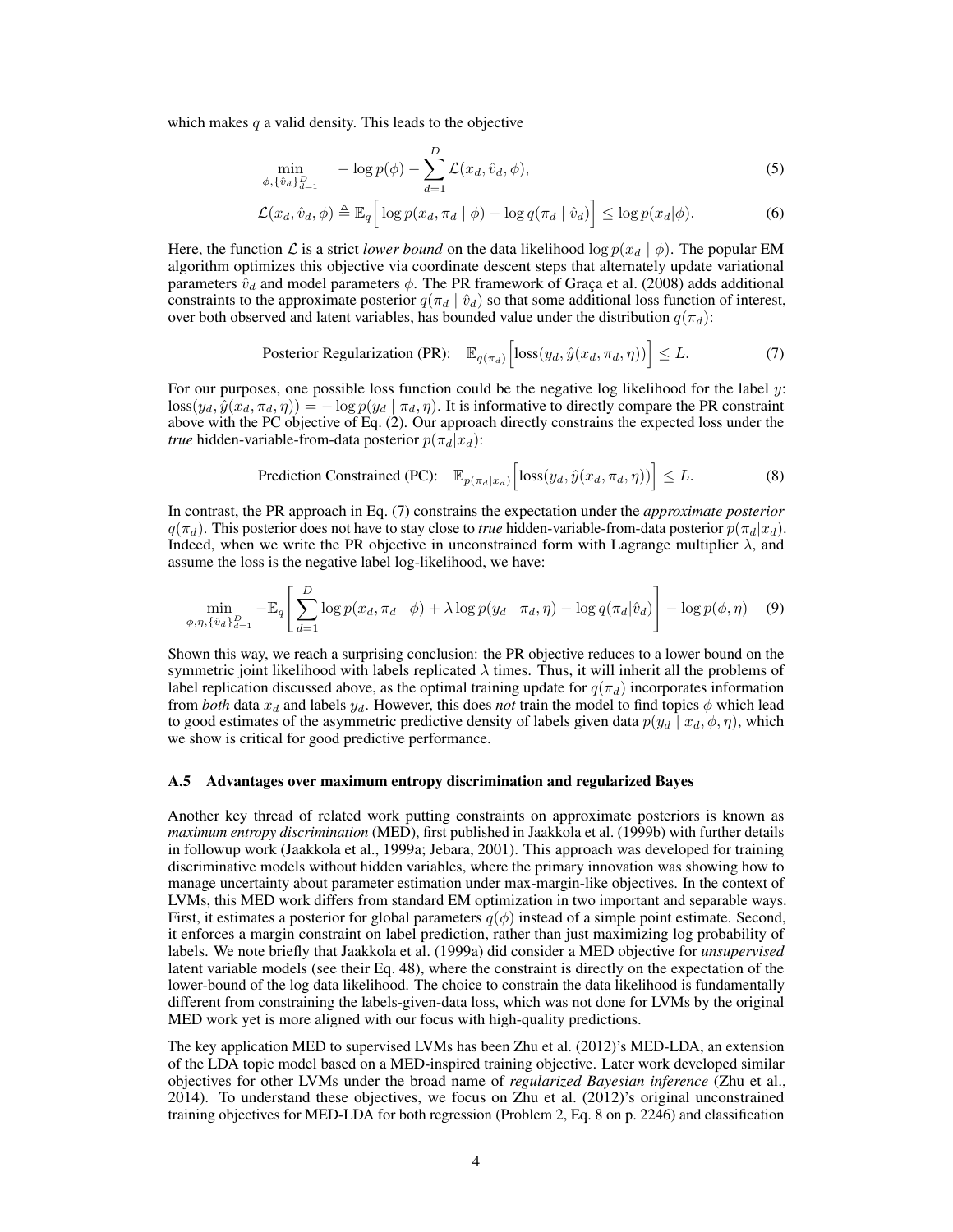which makes $q$ a valid density. This leads to the objective

$$\min_{\phi, \{\hat{v}_d\}_{d=1}^D} \quad -\log p(\phi) - \sum_{d=1}^{D} \mathcal{L}(x_d, \hat{v}_d, \phi), \tag{5}$$

$$\mathcal{L}(x_d, \hat{v}_d, \phi) \triangleq \mathbb{E}_q \Big[ \log p(x_d, \pi_d \mid \phi) - \log q(\pi_d \mid \hat{v}_d) \Big] \leq \log p(x_d | \phi). \tag{6}$$

Here, the function $\mathcal{L}$ is a strict *lower bound* on the data likelihood $\log p(x_d \mid \phi)$. The popular EM algorithm optimizes this objective via coordinate descent steps that alternately update variational parameters $\hat{v}_d$ and model parameters $\phi$. The PR framework of Graça et al. (2008) adds additional constraints to the approximate posterior $q(\pi_d \mid \hat{v}_d)$ so that some additional loss function of interest, over both observed and latent variables, has bounded value under the distribution $q(\pi_d)$:

$$\text{Posterior Regularization (PR):} \quad \mathbb{E}_{q(\pi_d)} \Big[ \text{loss}(y_d, \hat{y}(x_d, \pi_d, \eta)) \Big] \leq L. \tag{7}$$

For our purposes, one possible loss function could be the negative log likelihood for the label $y$: $\text{loss}(y_d, \hat{y}(x_d, \pi_d, \eta)) = -\log p(y_d \mid \pi_d, \eta)$. It is informative to directly compare the PR constraint above with the PC objective of Eq. (2). Our approach directly constrains the expected loss under the *true* hidden-variable-from-data posterior $p(\pi_d | x_d)$:

$$\text{Prediction Constrained (PC):} \quad \mathbb{E}_{p(\pi_d | x_d)} \Big[ \text{loss}(y_d, \hat{y}(x_d, \pi_d, \eta)) \Big] \leq L. \tag{8}$$

In contrast, the PR approach in Eq. (7) constrains the expectation under the *approximate posterior* $q(\pi_d)$. This posterior does not have to stay close to *true* hidden-variable-from-data posterior $p(\pi_d | x_d)$. Indeed, when we write the PR objective in unconstrained form with Lagrange multiplier $\lambda$, and assume the loss is the negative label log-likelihood, we have:

$$\min_{\phi, \eta, \{\hat{v}_d\}_{d=1}^D} -\mathbb{E}_q \left[ \sum_{d=1}^{D} \log p(x_d, \pi_d \mid \phi) + \lambda \log p(y_d \mid \pi_d, \eta) - \log q(\pi_d | \hat{v}_d) \right] - \log p(\phi, \eta) \tag{9}$$

Shown this way, we reach a surprising conclusion: the PR objective reduces to a lower bound on the symmetric joint likelihood with labels replicated $\lambda$ times. Thus, it will inherit all the problems of label replication discussed above, as the optimal training update for $q(\pi_d)$ incorporates information from *both* data $x_d$ and labels $y_d$. However, this does *not* train the model to find topics $\phi$ which lead to good estimates of the asymmetric predictive density of labels given data $p(y_d \mid x_d, \phi, \eta)$, which we show is critical for good predictive performance.

### A.5 Advantages over maximum entropy discrimination and regularized Bayes

Another key thread of related work putting constraints on approximate posteriors is known as *maximum entropy discrimination* (MED), first published in Jaakkola et al. (1999b) with further details in followup work (Jaakkola et al., 1999a; Jebara, 2001). This approach was developed for training discriminative models without hidden variables, where the primary innovation was showing how to manage uncertainty about parameter estimation under max-margin-like objectives. In the context of LVMs, this MED work differs from standard EM optimization in two important and separable ways. First, it estimates a posterior for global parameters $q(\phi)$ instead of a simple point estimate. Second, it enforces a margin constraint on label prediction, rather than just maximizing log probability of labels. We note briefly that Jaakkola et al. (1999a) did consider a MED objective for *unsupervised* latent variable models (see their Eq. 48), where the constraint is directly on the expectation of the lower-bound of the log data likelihood. The choice to constrain the data likelihood is fundamentally different from constraining the labels-given-data loss, which was not done for LVMs by the original MED work yet is more aligned with our focus with high-quality predictions.

The key application MED to supervised LVMs has been Zhu et al. (2012)'s MED-LDA, an extension of the LDA topic model based on a MED-inspired training objective. Later work developed similar objectives for other LVMs under the broad name of *regularized Bayesian inference* (Zhu et al., 2014). To understand these objectives, we focus on Zhu et al. (2012)'s original unconstrained training objectives for MED-LDA for both regression (Problem 2, Eq. 8 on p. 2246) and classification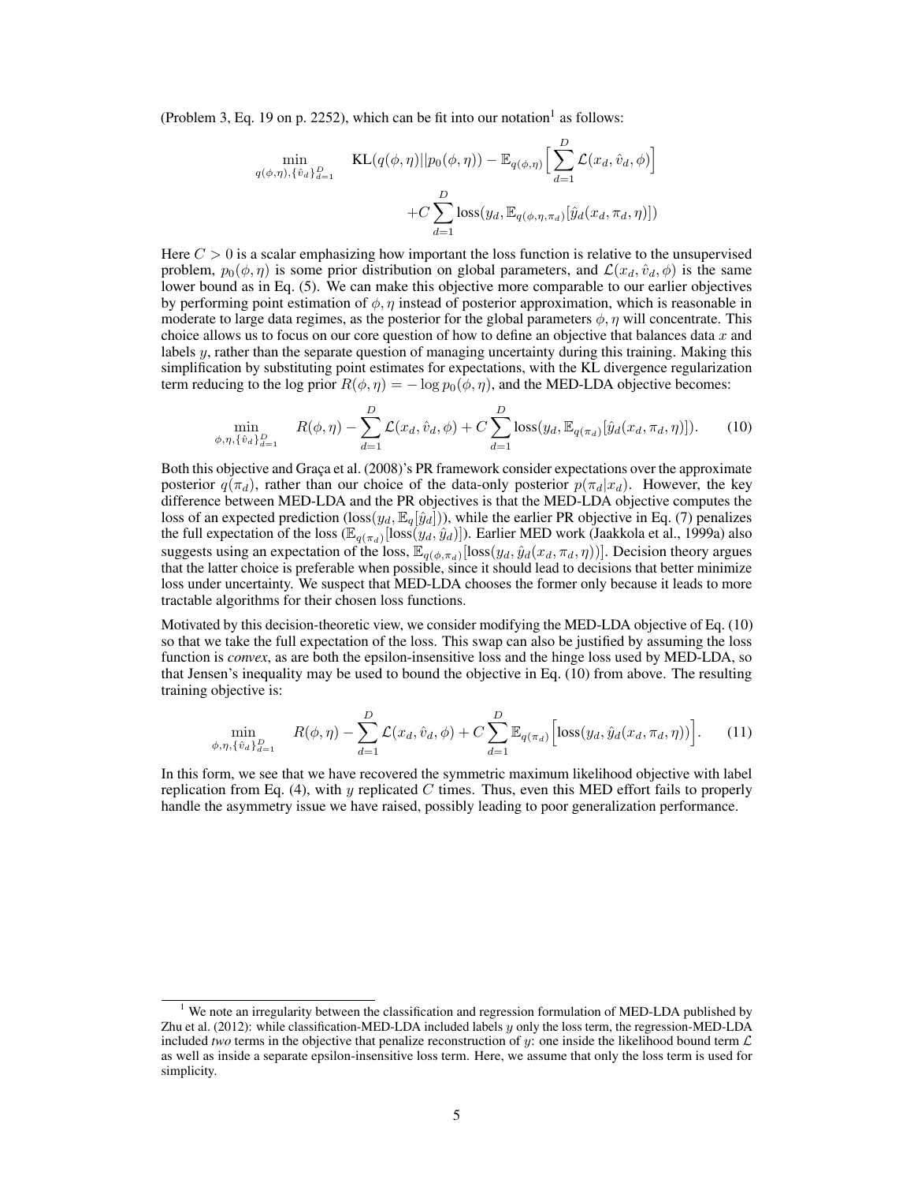(Problem 3, Eq. 19 on p. 2252), which can be fit into our notation[1] as follows:

$$\min_{q(\phi,\eta),\{\hat{v}_d\}_{d=1}^D} \quad \mathrm{KL}(q(\phi,\eta)||p_0(\phi,\eta)) - \mathbb{E}_{q(\phi,\eta)}\Big[\sum_{d=1}^D \mathcal{L}(x_d,\hat{v}_d,\phi)\Big] + C\sum_{d=1}^D \mathrm{loss}(y_d, \mathbb{E}_{q(\phi,\eta,\pi_d)}[\hat{y}_d(x_d,\pi_d,\eta)])$$

Here $C > 0$ is a scalar emphasizing how important the loss function is relative to the unsupervised problem, $p_0(\phi,\eta)$ is some prior distribution on global parameters, and $\mathcal{L}(x_d,\hat{v}_d,\phi)$ is the same lower bound as in Eq. (5). We can make this objective more comparable to our earlier objectives by performing point estimation of $\phi,\eta$ instead of posterior approximation, which is reasonable in moderate to large data regimes, as the posterior for the global parameters $\phi,\eta$ will concentrate. This choice allows us to focus on our core question of how to define an objective that balances data $x$ and labels $y$, rather than the separate question of managing uncertainty during this training. Making this simplification by substituting point estimates for expectations, with the KL divergence regularization term reducing to the log prior $R(\phi,\eta) = -\log p_0(\phi,\eta)$, and the MED-LDA objective becomes:

$$\min_{\phi,\eta,\{\hat{v}_d\}_{d=1}^D} \quad R(\phi,\eta) - \sum_{d=1}^D \mathcal{L}(x_d,\hat{v}_d,\phi) + C\sum_{d=1}^D \mathrm{loss}(y_d, \mathbb{E}_{q(\pi_d)}[\hat{y}_d(x_d,\pi_d,\eta)]). \tag{10}$$

Both this objective and Graça et al. (2008)'s PR framework consider expectations over the approximate posterior $q(\pi_d)$, rather than our choice of the data-only posterior $p(\pi_d|x_d)$. However, the key difference between MED-LDA and the PR objectives is that the MED-LDA objective computes the loss of an expected prediction ($\mathrm{loss}(y_d, \mathbb{E}_q[\hat{y}_d])$), while the earlier PR objective in Eq. (7) penalizes the full expectation of the loss ($\mathbb{E}_{q(\pi_d)}[\mathrm{loss}(y_d,\hat{y}_d)]$). Earlier MED work (Jaakkola et al., 1999a) also suggests using an expectation of the loss, $\mathbb{E}_{q(\phi,\pi_d)}[\mathrm{loss}(y_d,\hat{y}_d(x_d,\pi_d,\eta))]$. Decision theory argues that the latter choice is preferable when possible, since it should lead to decisions that better minimize loss under uncertainty. We suspect that MED-LDA chooses the former only because it leads to more tractable algorithms for their chosen loss functions.

Motivated by this decision-theoretic view, we consider modifying the MED-LDA objective of Eq. (10) so that we take the full expectation of the loss. This swap can also be justified by assuming the loss function is *convex*, as are both the epsilon-insensitive loss and the hinge loss used by MED-LDA, so that Jensen's inequality may be used to bound the objective in Eq. (10) from above. The resulting training objective is:

$$\min_{\phi,\eta,\{\hat{v}_d\}_{d=1}^D} \quad R(\phi,\eta) - \sum_{d=1}^D \mathcal{L}(x_d,\hat{v}_d,\phi) + C\sum_{d=1}^D \mathbb{E}_{q(\pi_d)}\Big[\mathrm{loss}(y_d,\hat{y}_d(x_d,\pi_d,\eta))\Big]. \tag{11}$$

In this form, we see that we have recovered the symmetric maximum likelihood objective with label replication from Eq. (4), with $y$ replicated $C$ times. Thus, even this MED effort fails to properly handle the asymmetry issue we have raised, possibly leading to poor generalization performance.

[1] We note an irregularity between the classification and regression formulation of MED-LDA published by Zhu et al. (2012): while classification-MED-LDA included labels $y$ only the loss term, the regression-MED-LDA included *two* terms in the objective that penalize reconstruction of $y$: one inside the likelihood bound term $\mathcal{L}$ as well as inside a separate epsilon-insensitive loss term. Here, we assume that only the loss term is used for simplicity.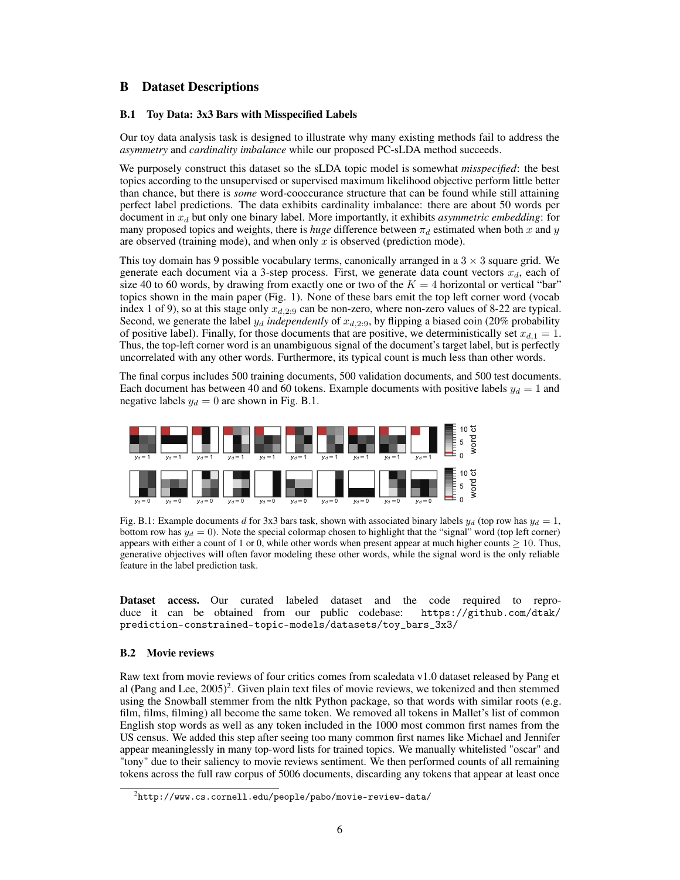## B Dataset Descriptions

### B.1 Toy Data: 3x3 Bars with Misspecified Labels

Our toy data analysis task is designed to illustrate why many existing methods fail to address the *asymmetry* and *cardinality imbalance* while our proposed PC-sLDA method succeeds.

We purposely construct this dataset so the sLDA topic model is somewhat *misspecified*: the best topics according to the unsupervised or supervised maximum likelihood objective perform little better than chance, but there is *some* word-cooccurance structure that can be found while still attaining perfect label predictions. The data exhibits cardinality imbalance: there are about 50 words per document in $x_d$ but only one binary label. More importantly, it exhibits *asymmetric embedding*: for many proposed topics and weights, there is *huge* difference between $\pi_d$ estimated when both $x$ and $y$ are observed (training mode), and when only $x$ is observed (prediction mode).

This toy domain has 9 possible vocabulary terms, canonically arranged in a $3 \times 3$ square grid. We generate each document via a 3-step process. First, we generate data count vectors $x_d$, each of size 40 to 60 words, by drawing from exactly one or two of the $K = 4$ horizontal or vertical "bar" topics shown in the main paper (Fig. 1). None of these bars emit the top left corner word (vocab index 1 of 9), so at this stage only $x_{d,2:9}$ can be non-zero, where non-zero values of 8-22 are typical. Second, we generate the label $y_d$ *independently* of $x_{d,2:9}$, by flipping a biased coin (20% probability of positive label). Finally, for those documents that are positive, we deterministically set $x_{d,1} = 1$. Thus, the top-left corner word is an unambiguous signal of the document's target label, but is perfectly uncorrelated with any other words. Furthermore, its typical count is much less than other words.

The final corpus includes 500 training documents, 500 validation documents, and 500 test documents. Each document has between 40 and 60 tokens. Example documents with positive labels $y_d = 1$ and negative labels $y_d = 0$ are shown in Fig. B.1.

Fig. B.1: Example documents $d$ for 3x3 bars task, shown with associated binary labels $y_d$ (top row has $y_d = 1$, bottom row has $y_d = 0$). Note the special colormap chosen to highlight that the "signal" word (top left corner) appears with either a count of 1 or 0, while other words when present appear at much higher counts $\geq 10$. Thus, generative objectives will often favor modeling these other words, while the signal word is the only reliable feature in the label prediction task.

**Dataset access.** Our curated labeled dataset and the code required to reproduce it can be obtained from our public codebase: `https://github.com/dtak/prediction-constrained-topic-models/datasets/toy_bars_3x3/`

### B.2 Movie reviews

Raw text from movie reviews of four critics comes from scaledata v1.0 dataset released by Pang et al (Pang and Lee, 2005)[2]. Given plain text files of movie reviews, we tokenized and then stemmed using the Snowball stemmer from the nltk Python package, so that words with similar roots (e.g. film, films, filming) all become the same token. We removed all tokens in Mallet's list of common English stop words as well as any token included in the 1000 most common first names from the US census. We added this step after seeing too many common first names like Michael and Jennifer appear meaninglessly in many top-word lists for trained topics. We manually whitelisted "oscar" and "tony" due to their saliency to movie reviews sentiment. We then performed counts of all remaining tokens across the full raw corpus of 5006 documents, discarding any tokens that appear at least once

[2] http://www.cs.cornell.edu/people/pabo/movie-review-data/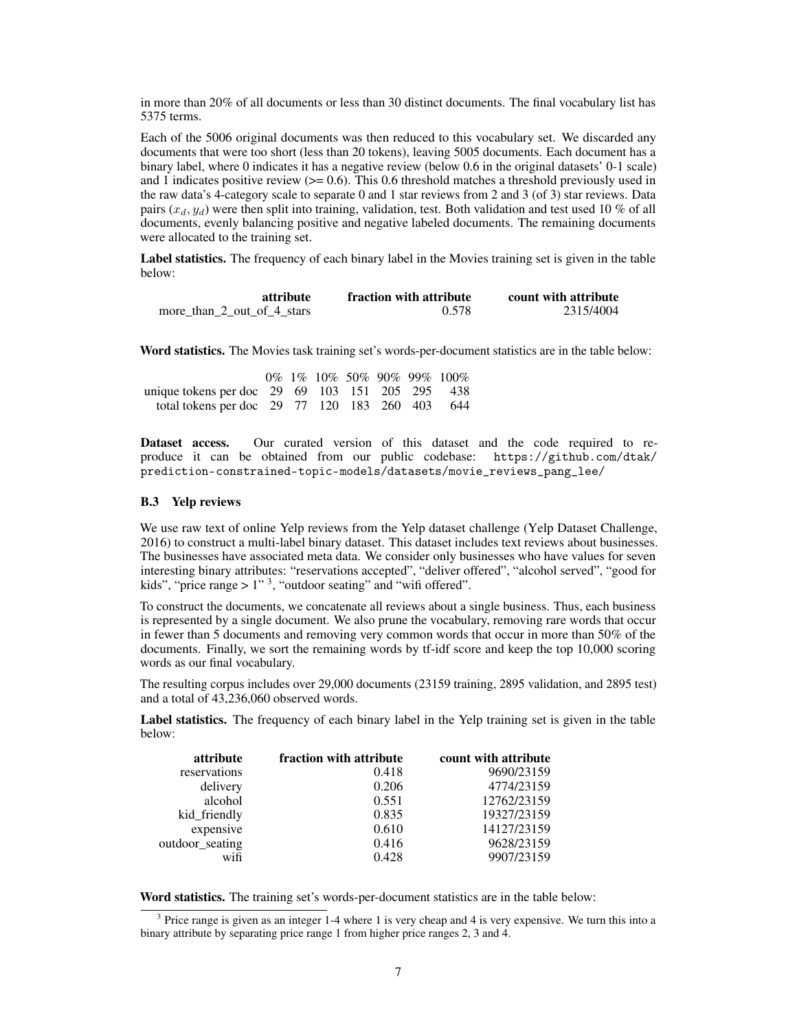in more than 20% of all documents or less than 30 distinct documents. The final vocabulary list has 5375 terms.

Each of the 5006 original documents was then reduced to this vocabulary set. We discarded any documents that were too short (less than 20 tokens), leaving 5005 documents. Each document has a binary label, where 0 indicates it has a negative review (below 0.6 in the original datasets' 0-1 scale) and 1 indicates positive review (>= 0.6). This 0.6 threshold matches a threshold previously used in the raw data's 4-category scale to separate 0 and 1 star reviews from 2 and 3 (of 3) star reviews. Data pairs $(x_d, y_d)$ were then split into training, validation, test. Both validation and test used 10 % of all documents, evenly balancing positive and negative labeled documents. The remaining documents were allocated to the training set.

**Label statistics.** The frequency of each binary label in the Movies training set is given in the table below:

| attribute | fraction with attribute | count with attribute |
|---|---|---|
| more_than_2_out_of_4_stars | 0.578 | 2315/4004 |

**Word statistics.** The Movies task training set's words-per-document statistics are in the table below:

| | 0% | 1% | 10% | 50% | 90% | 99% | 100% |
|---|---|---|---|---|---|---|---|
| unique tokens per doc | 29 | 69 | 103 | 151 | 205 | 295 | 438 |
| total tokens per doc | 29 | 77 | 120 | 183 | 260 | 403 | 644 |

**Dataset access.** Our curated version of this dataset and the code required to reproduce it can be obtained from our public codebase: `https://github.com/dtak/prediction-constrained-topic-models/datasets/movie_reviews_pang_lee/`

### B.3 Yelp reviews

We use raw text of online Yelp reviews from the Yelp dataset challenge (Yelp Dataset Challenge, 2016) to construct a multi-label binary dataset. This dataset includes text reviews about businesses. The businesses have associated meta data. We consider only businesses who have values for seven interesting binary attributes: "reservations accepted", "deliver offered", "alcohol served", "good for kids", "price range > 1" [3], "outdoor seating" and "wifi offered".

To construct the documents, we concatenate all reviews about a single business. Thus, each business is represented by a single document. We also prune the vocabulary, removing rare words that occur in fewer than 5 documents and removing very common words that occur in more than 50% of the documents. Finally, we sort the remaining words by tf-idf score and keep the top 10,000 scoring words as our final vocabulary.

The resulting corpus includes over 29,000 documents (23159 training, 2895 validation, and 2895 test) and a total of 43,236,060 observed words.

**Label statistics.** The frequency of each binary label in the Yelp training set is given in the table below:

| attribute | fraction with attribute | count with attribute |
|---|---|---|
| reservations | 0.418 | 9690/23159 |
| delivery | 0.206 | 4774/23159 |
| alcohol | 0.551 | 12762/23159 |
| kid_friendly | 0.835 | 19327/23159 |
| expensive | 0.610 | 14127/23159 |
| outdoor_seating | 0.416 | 9628/23159 |
| wifi | 0.428 | 9907/23159 |

**Word statistics.** The training set's words-per-document statistics are in the table below:

[3] Price range is given as an integer 1-4 where 1 is very cheap and 4 is very expensive. We turn this into a binary attribute by separating price range 1 from higher price ranges 2, 3 and 4.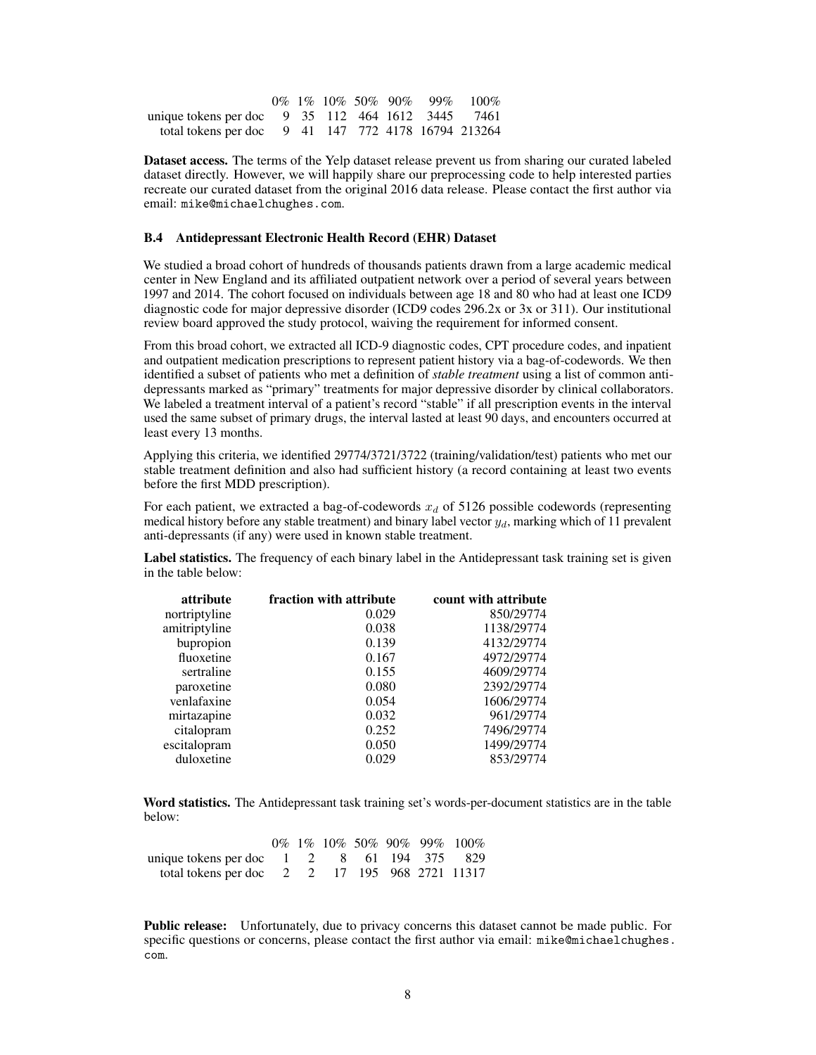| | 0% | 1% | 10% | 50% | 90% | 99% | 100% |
|---|---|---|---|---|---|---|---|
| unique tokens per doc | 9 | 35 | 112 | 464 | 1612 | 3445 | 7461 |
| total tokens per doc | 9 | 41 | 147 | 772 | 4178 | 16794 | 213264 |

**Dataset access.** The terms of the Yelp dataset release prevent us from sharing our curated labeled dataset directly. However, we will happily share our preprocessing code to help interested parties recreate our curated dataset from the original 2016 data release. Please contact the first author via email: `mike@michaelchughes.com`.

### B.4 Antidepressant Electronic Health Record (EHR) Dataset

We studied a broad cohort of hundreds of thousands patients drawn from a large academic medical center in New England and its affiliated outpatient network over a period of several years between 1997 and 2014. The cohort focused on individuals between age 18 and 80 who had at least one ICD9 diagnostic code for major depressive disorder (ICD9 codes 296.2x or 3x or 311). Our institutional review board approved the study protocol, waiving the requirement for informed consent.

From this broad cohort, we extracted all ICD-9 diagnostic codes, CPT procedure codes, and inpatient and outpatient medication prescriptions to represent patient history via a bag-of-codewords. We then identified a subset of patients who met a definition of *stable treatment* using a list of common anti-depressants marked as "primary" treatments for major depressive disorder by clinical collaborators. We labeled a treatment interval of a patient's record "stable" if all prescription events in the interval used the same subset of primary drugs, the interval lasted at least 90 days, and encounters occurred at least every 13 months.

Applying this criteria, we identified 29774/3721/3722 (training/validation/test) patients who met our stable treatment definition and also had sufficient history (a record containing at least two events before the first MDD prescription).

For each patient, we extracted a bag-of-codewords $x_d$ of 5126 possible codewords (representing medical history before any stable treatment) and binary label vector $y_d$, marking which of 11 prevalent anti-depressants (if any) were used in known stable treatment.

**Label statistics.** The frequency of each binary label in the Antidepressant task training set is given in the table below:

| attribute | fraction with attribute | count with attribute |
|---|---|---|
| nortriptyline | 0.029 | 850/29774 |
| amitriptyline | 0.038 | 1138/29774 |
| bupropion | 0.139 | 4132/29774 |
| fluoxetine | 0.167 | 4972/29774 |
| sertraline | 0.155 | 4609/29774 |
| paroxetine | 0.080 | 2392/29774 |
| venlafaxine | 0.054 | 1606/29774 |
| mirtazapine | 0.032 | 961/29774 |
| citalopram | 0.252 | 7496/29774 |
| escitalopram | 0.050 | 1499/29774 |
| duloxetine | 0.029 | 853/29774 |

**Word statistics.** The Antidepressant task training set's words-per-document statistics are in the table below:

| | 0% | 1% | 10% | 50% | 90% | 99% | 100% |
|---|---|---|---|---|---|---|---|
| unique tokens per doc | 1 | 2 | 8 | 61 | 194 | 375 | 829 |
| total tokens per doc | 2 | 2 | 17 | 195 | 968 | 2721 | 11317 |

**Public release:** Unfortunately, due to privacy concerns this dataset cannot be made public. For specific questions or concerns, please contact the first author via email: `mike@michaelchughes.com`.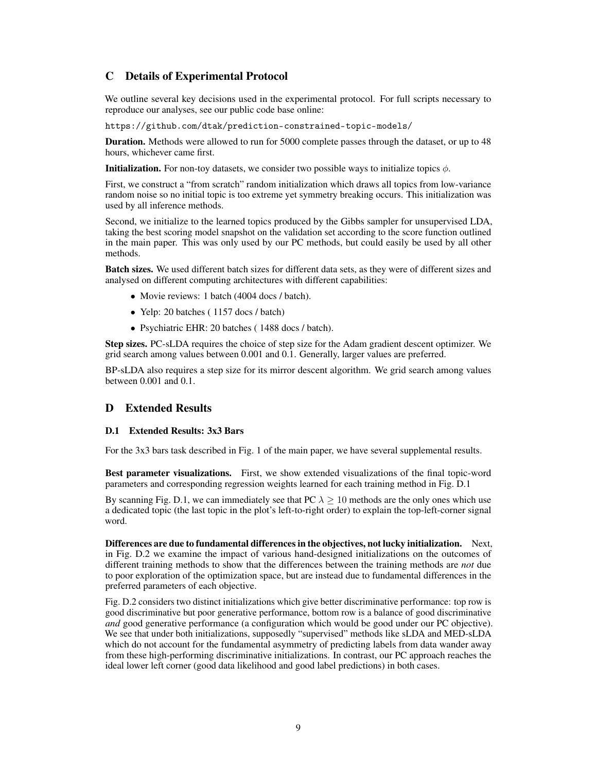## C Details of Experimental Protocol

We outline several key decisions used in the experimental protocol. For full scripts necessary to reproduce our analyses, see our public code base online:

https://github.com/dtak/prediction-constrained-topic-models/

**Duration.** Methods were allowed to run for 5000 complete passes through the dataset, or up to 48 hours, whichever came first.

**Initialization.** For non-toy datasets, we consider two possible ways to initialize topics $\phi$.

First, we construct a "from scratch" random initialization which draws all topics from low-variance random noise so no initial topic is too extreme yet symmetry breaking occurs. This initialization was used by all inference methods.

Second, we initialize to the learned topics produced by the Gibbs sampler for unsupervised LDA, taking the best scoring model snapshot on the validation set according to the score function outlined in the main paper. This was only used by our PC methods, but could easily be used by all other methods.

**Batch sizes.** We used different batch sizes for different data sets, as they were of different sizes and analysed on different computing architectures with different capabilities:

- Movie reviews: 1 batch (4004 docs / batch).
- Yelp: 20 batches ( 1157 docs / batch)
- Psychiatric EHR: 20 batches ( 1488 docs / batch).

**Step sizes.** PC-sLDA requires the choice of step size for the Adam gradient descent optimizer. We grid search among values between 0.001 and 0.1. Generally, larger values are preferred.

BP-sLDA also requires a step size for its mirror descent algorithm. We grid search among values between 0.001 and 0.1.

## D Extended Results

### D.1 Extended Results: 3x3 Bars

For the 3x3 bars task described in Fig. 1 of the main paper, we have several supplemental results.

**Best parameter visualizations.** First, we show extended visualizations of the final topic-word parameters and corresponding regression weights learned for each training method in Fig. D.1

By scanning Fig. D.1, we can immediately see that PC $\lambda \geq 10$ methods are the only ones which use a dedicated topic (the last topic in the plot's left-to-right order) to explain the top-left-corner signal word.

**Differences are due to fundamental differences in the objectives, not lucky initialization.** Next, in Fig. D.2 we examine the impact of various hand-designed initializations on the outcomes of different training methods to show that the differences between the training methods are *not* due to poor exploration of the optimization space, but are instead due to fundamental differences in the preferred parameters of each objective.

Fig. D.2 considers two distinct initializations which give better discriminative performance: top row is good discriminative but poor generative performance, bottom row is a balance of good discriminative *and* good generative performance (a configuration which would be good under our PC objective). We see that under both initializations, supposedly "supervised" methods like sLDA and MED-sLDA which do not account for the fundamental asymmetry of predicting labels from data wander away from these high-performing discriminative initializations. In contrast, our PC approach reaches the ideal lower left corner (good data likelihood and good label predictions) in both cases.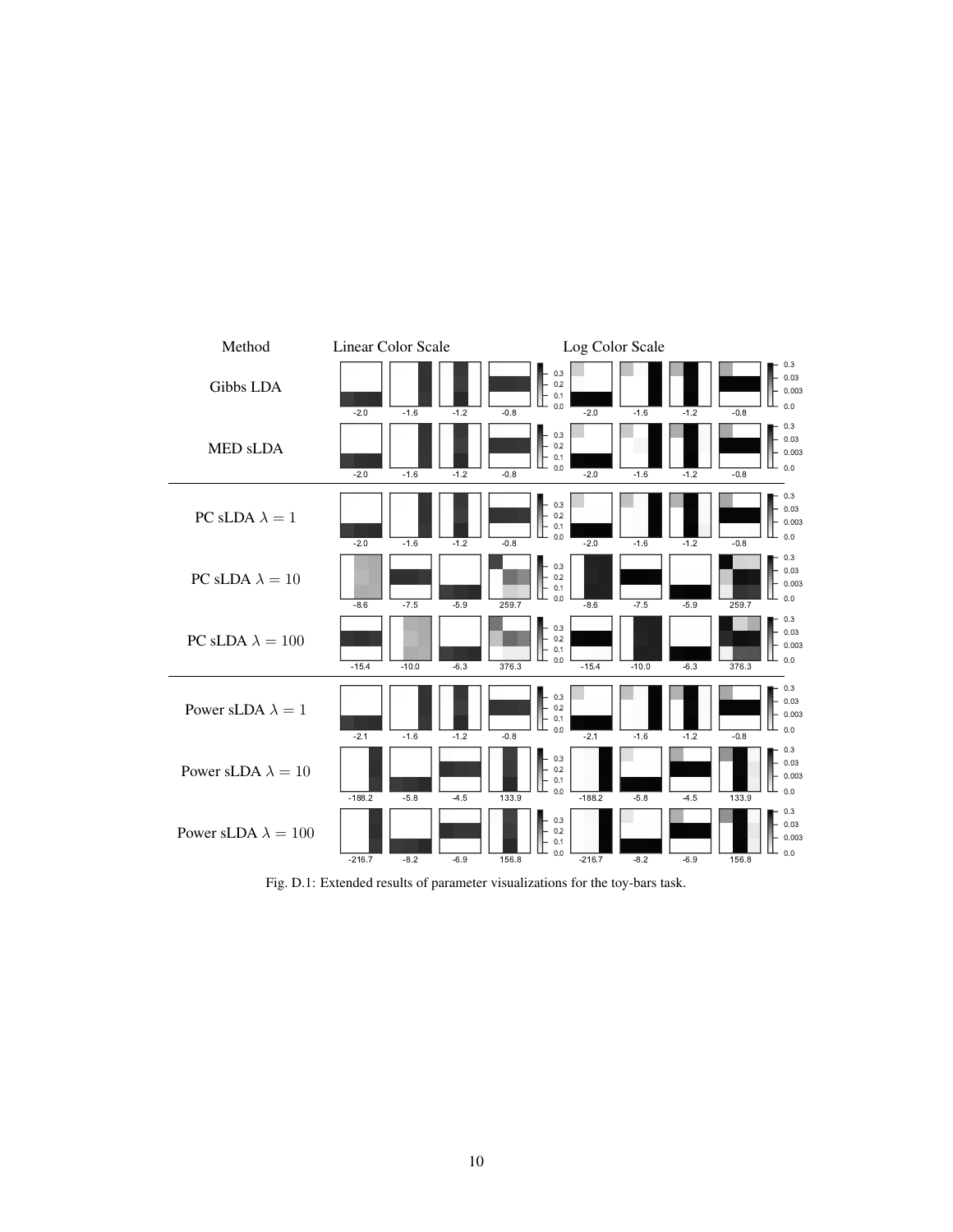Fig. D.1: Extended results of parameter visualizations for the toy-bars task.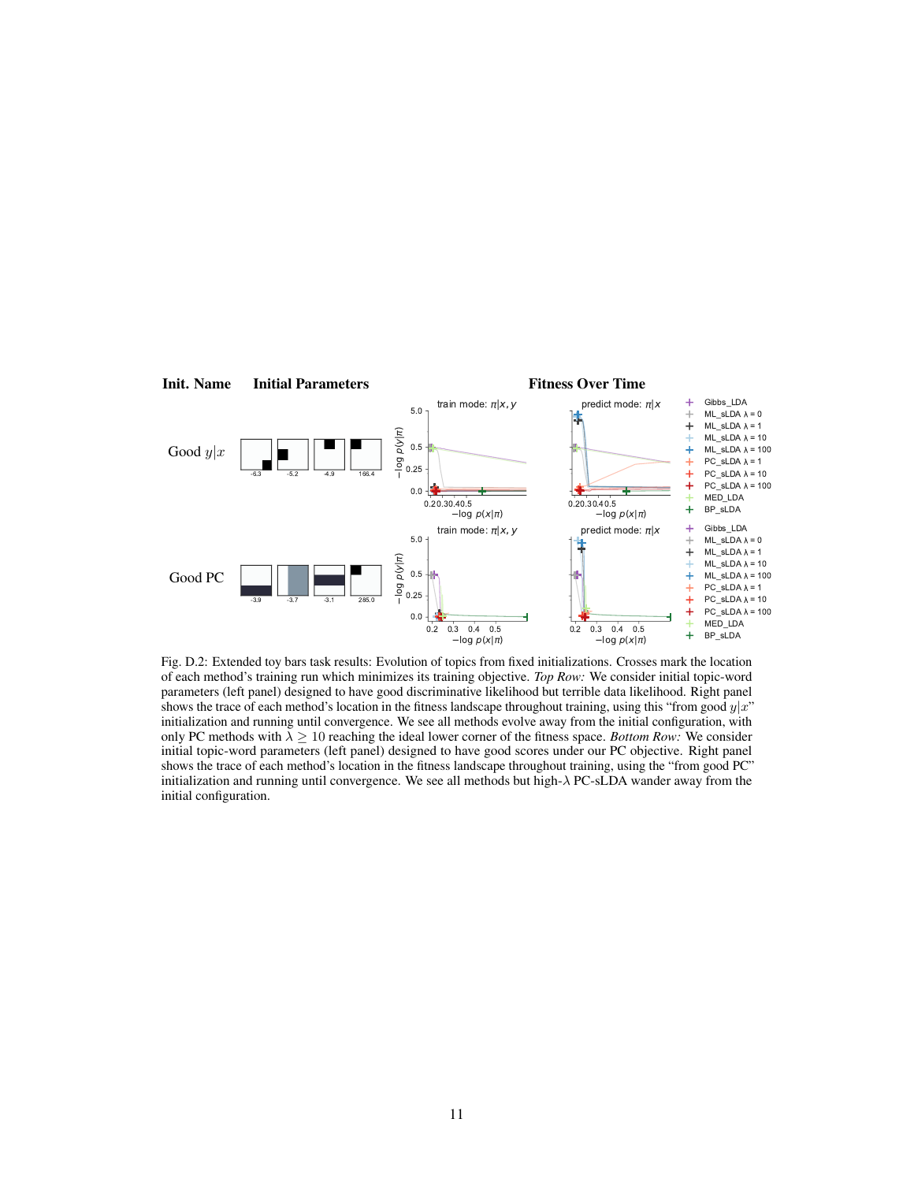Fig. D.2: Extended toy bars task results: Evolution of topics from fixed initializations. Crosses mark the location of each method's training run which minimizes its training objective. *Top Row:* We consider initial topic-word parameters (left panel) designed to have good discriminative likelihood but terrible data likelihood. Right panel shows the trace of each method's location in the fitness landscape throughout training, using this "from good $y|x$" initialization and running until convergence. We see all methods evolve away from the initial configuration, with only PC methods with $\lambda \geq 10$ reaching the ideal lower corner of the fitness space. *Bottom Row:* We consider initial topic-word parameters (left panel) designed to have good scores under our PC objective. Right panel shows the trace of each method's location in the fitness landscape throughout training, using the "from good PC" initialization and running until convergence. We see all methods but high-$\lambda$ PC-sLDA wander away from the initial configuration.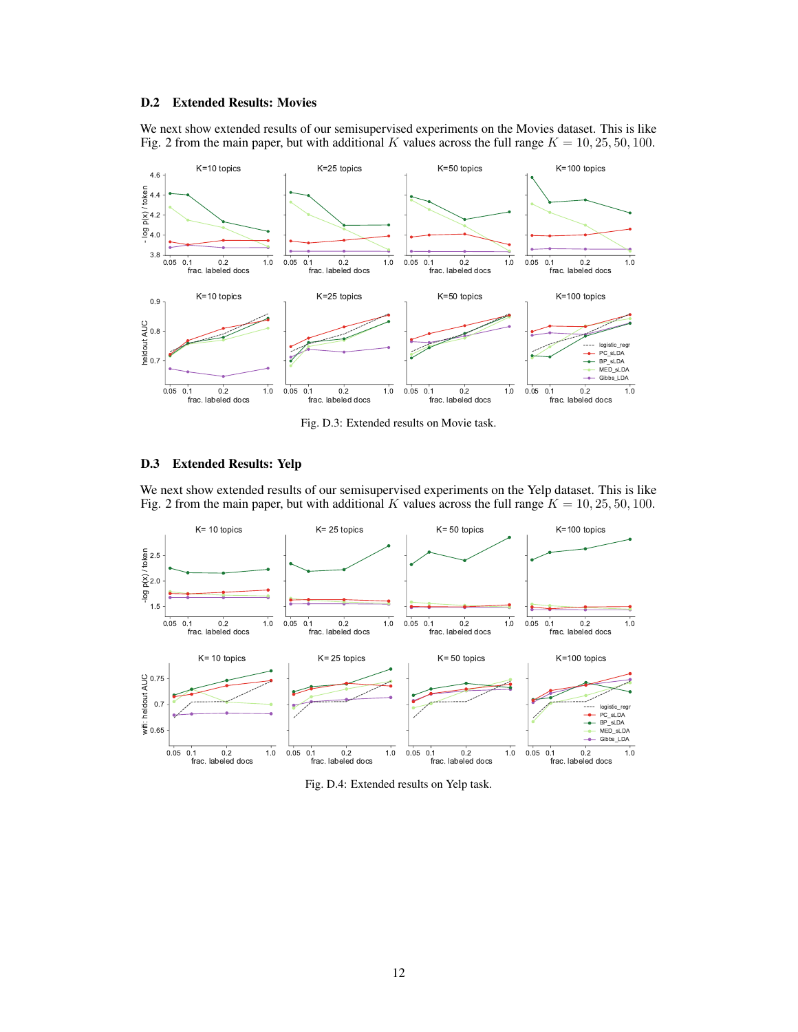### D.2 Extended Results: Movies

We next show extended results of our semisupervised experiments on the Movies dataset. This is like Fig. 2 from the main paper, but with additional $K$ values across the full range $K = 10, 25, 50, 100$.

Fig. D.3: Extended results on Movie task.

### D.3 Extended Results: Yelp

We next show extended results of our semisupervised experiments on the Yelp dataset. This is like Fig. 2 from the main paper, but with additional $K$ values across the full range $K = 10, 25, 50, 100$.

Fig. D.4: Extended results on Yelp task.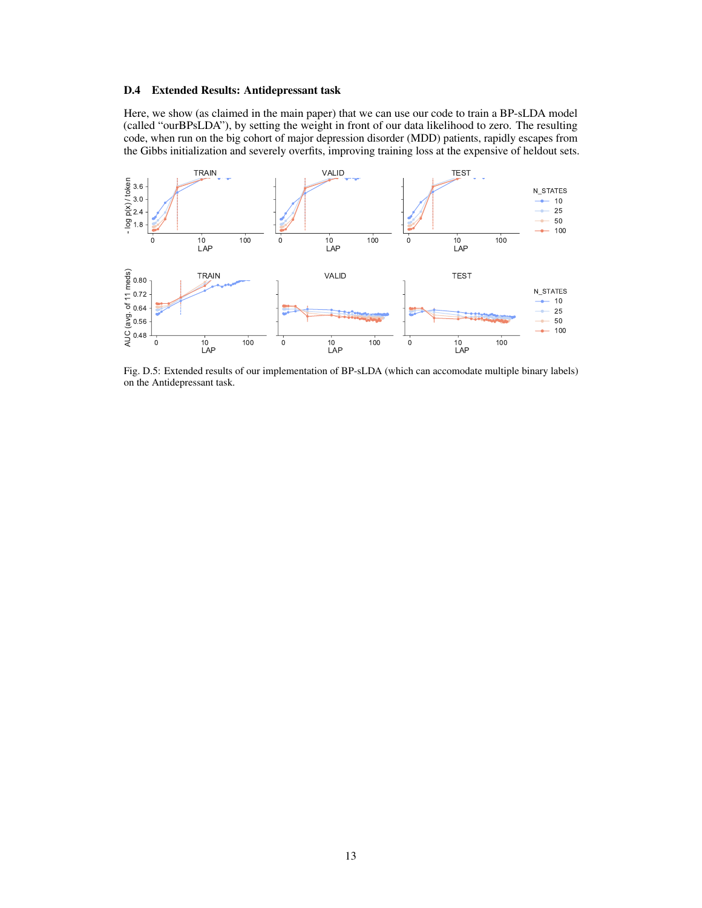### D.4 Extended Results: Antidepressant task

Here, we show (as claimed in the main paper) that we can use our code to train a BP-sLDA model (called "ourBPsLDA"), by setting the weight in front of our data likelihood to zero. The resulting code, when run on the big cohort of major depression disorder (MDD) patients, rapidly escapes from the Gibbs initialization and severely overfits, improving training loss at the expensive of heldout sets.

Fig. D.5: Extended results of our implementation of BP-sLDA (which can accomodate multiple binary labels) on the Antidepressant task.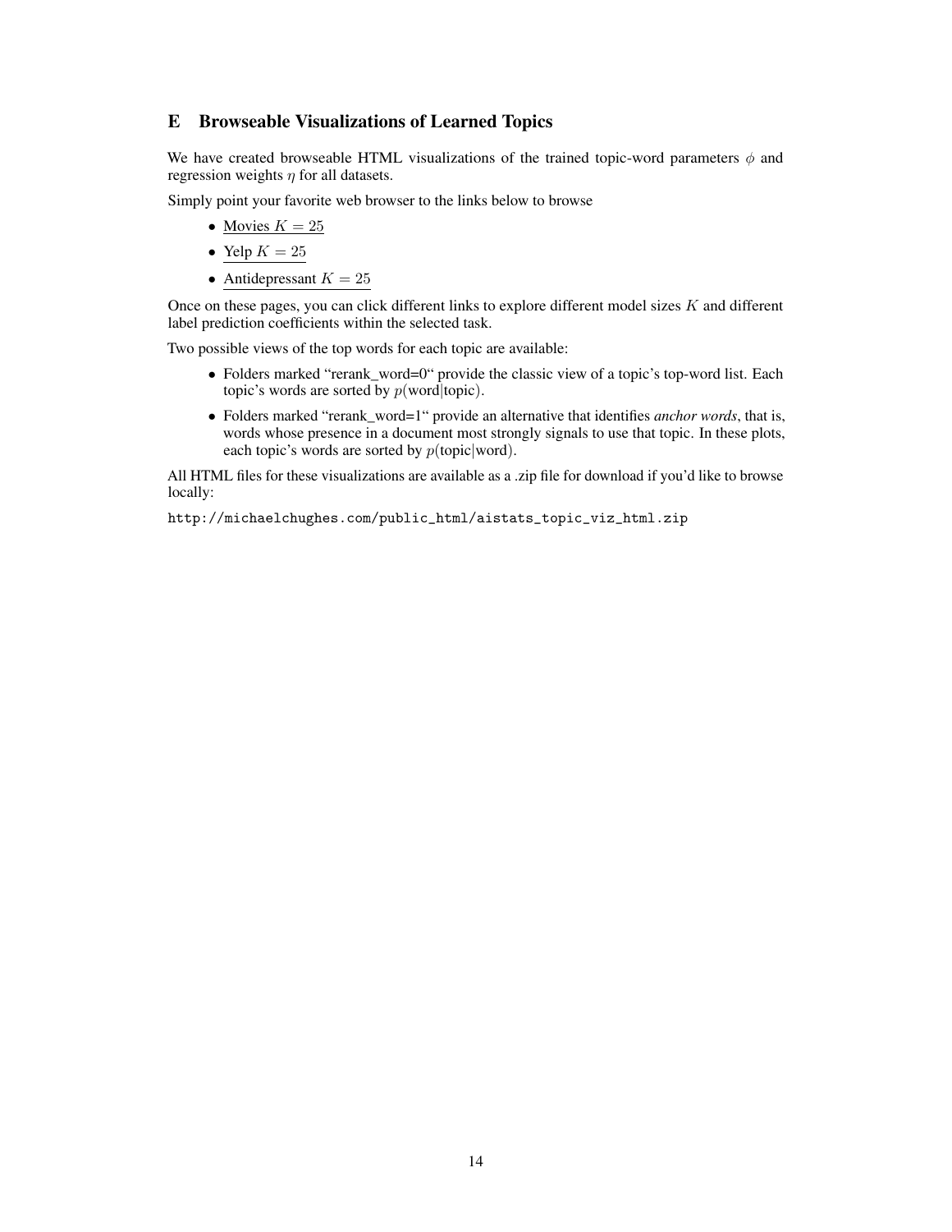## E Browseable Visualizations of Learned Topics

We have created browseable HTML visualizations of the trained topic-word parameters $\phi$ and regression weights $\eta$ for all datasets.

Simply point your favorite web browser to the links below to browse

- Movies $K = 25$
- Yelp $K = 25$
- Antidepressant $K = 25$

Once on these pages, you can click different links to explore different model sizes $K$ and different label prediction coefficients within the selected task.

Two possible views of the top words for each topic are available:

- Folders marked “rerank_word=0“ provide the classic view of a topic's top-word list. Each topic's words are sorted by $p(\text{word}|\text{topic})$.
- Folders marked “rerank_word=1“ provide an alternative that identifies *anchor words*, that is, words whose presence in a document most strongly signals to use that topic. In these plots, each topic's words are sorted by $p(\text{topic}|\text{word})$.

All HTML files for these visualizations are available as a .zip file for download if you'd like to browse locally:

`http://michaelchughes.com/public_html/aistats_topic_viz_html.zip`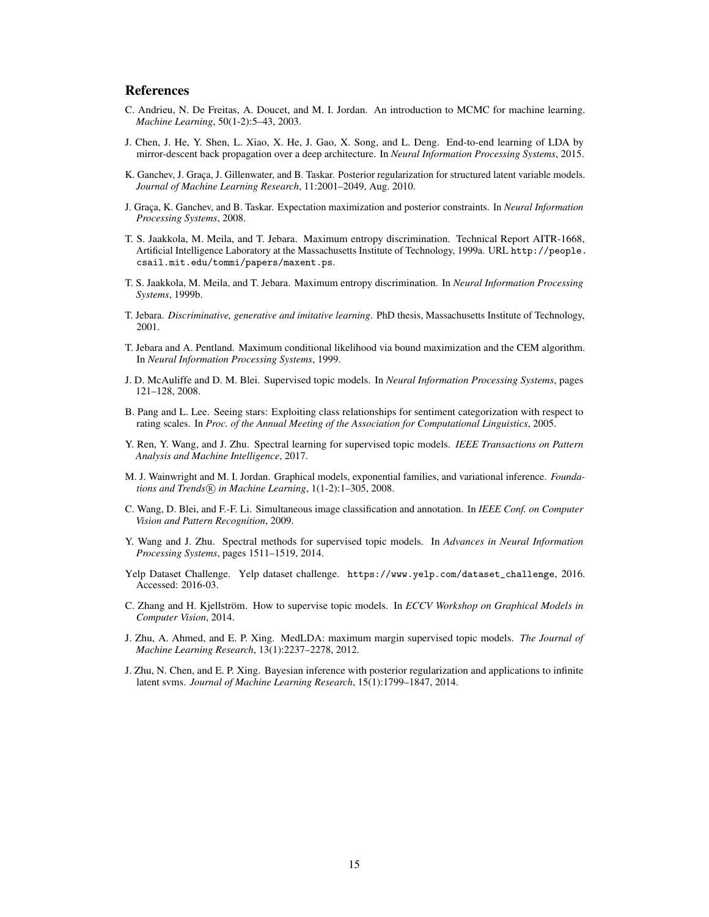## References

C. Andrieu, N. De Freitas, A. Doucet, and M. I. Jordan. An introduction to MCMC for machine learning. *Machine Learning*, 50(1-2):5–43, 2003.

J. Chen, J. He, Y. Shen, L. Xiao, X. He, J. Gao, X. Song, and L. Deng. End-to-end learning of LDA by mirror-descent back propagation over a deep architecture. In *Neural Information Processing Systems*, 2015.

K. Ganchev, J. Graça, J. Gillenwater, and B. Taskar. Posterior regularization for structured latent variable models. *Journal of Machine Learning Research*, 11:2001–2049, Aug. 2010.

J. Graça, K. Ganchev, and B. Taskar. Expectation maximization and posterior constraints. In *Neural Information Processing Systems*, 2008.

T. S. Jaakkola, M. Meila, and T. Jebara. Maximum entropy discrimination. Technical Report AITR-1668, Artificial Intelligence Laboratory at the Massachusetts Institute of Technology, 1999a. URL `http://people.csail.mit.edu/tommi/papers/maxent.ps`.

T. S. Jaakkola, M. Meila, and T. Jebara. Maximum entropy discrimination. In *Neural Information Processing Systems*, 1999b.

T. Jebara. *Discriminative, generative and imitative learning*. PhD thesis, Massachusetts Institute of Technology, 2001.

T. Jebara and A. Pentland. Maximum conditional likelihood via bound maximization and the CEM algorithm. In *Neural Information Processing Systems*, 1999.

J. D. McAuliffe and D. M. Blei. Supervised topic models. In *Neural Information Processing Systems*, pages 121–128, 2008.

B. Pang and L. Lee. Seeing stars: Exploiting class relationships for sentiment categorization with respect to rating scales. In *Proc. of the Annual Meeting of the Association for Computational Linguistics*, 2005.

Y. Ren, Y. Wang, and J. Zhu. Spectral learning for supervised topic models. *IEEE Transactions on Pattern Analysis and Machine Intelligence*, 2017.

M. J. Wainwright and M. I. Jordan. Graphical models, exponential families, and variational inference. *Foundations and Trends® in Machine Learning*, 1(1-2):1–305, 2008.

C. Wang, D. Blei, and F.-F. Li. Simultaneous image classification and annotation. In *IEEE Conf. on Computer Vision and Pattern Recognition*, 2009.

Y. Wang and J. Zhu. Spectral methods for supervised topic models. In *Advances in Neural Information Processing Systems*, pages 1511–1519, 2014.

Yelp Dataset Challenge. Yelp dataset challenge. `https://www.yelp.com/dataset_challenge`, 2016. Accessed: 2016-03.

C. Zhang and H. Kjellström. How to supervise topic models. In *ECCV Workshop on Graphical Models in Computer Vision*, 2014.

J. Zhu, A. Ahmed, and E. P. Xing. MedLDA: maximum margin supervised topic models. *The Journal of Machine Learning Research*, 13(1):2237–2278, 2012.

J. Zhu, N. Chen, and E. P. Xing. Bayesian inference with posterior regularization and applications to infinite latent svms. *Journal of Machine Learning Research*, 15(1):1799–1847, 2014.